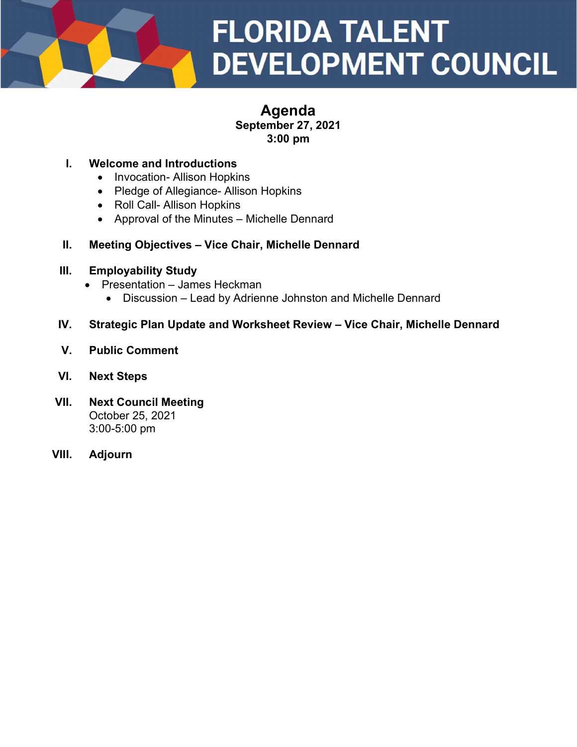# FLORIDA TALENT DEVELOPMENT COUNCIL

## Agenda

**September 27, 2021**
**3:00 pm**

I. **Welcome and Introductions**
   - Invocation- Allison Hopkins
   - Pledge of Allegiance- Allison Hopkins
   - Roll Call- Allison Hopkins
   - Approval of the Minutes – Michelle Dennard

II. **Meeting Objectives – Vice Chair, Michelle Dennard**

III. **Employability Study**
   - Presentation – James Heckman
     - Discussion – Lead by Adrienne Johnston and Michelle Dennard

IV. **Strategic Plan Update and Worksheet Review – Vice Chair, Michelle Dennard**

V. **Public Comment**

VI. **Next Steps**

VII. **Next Council Meeting**
   October 25, 2021
   3:00-5:00 pm

VIII. **Adjourn**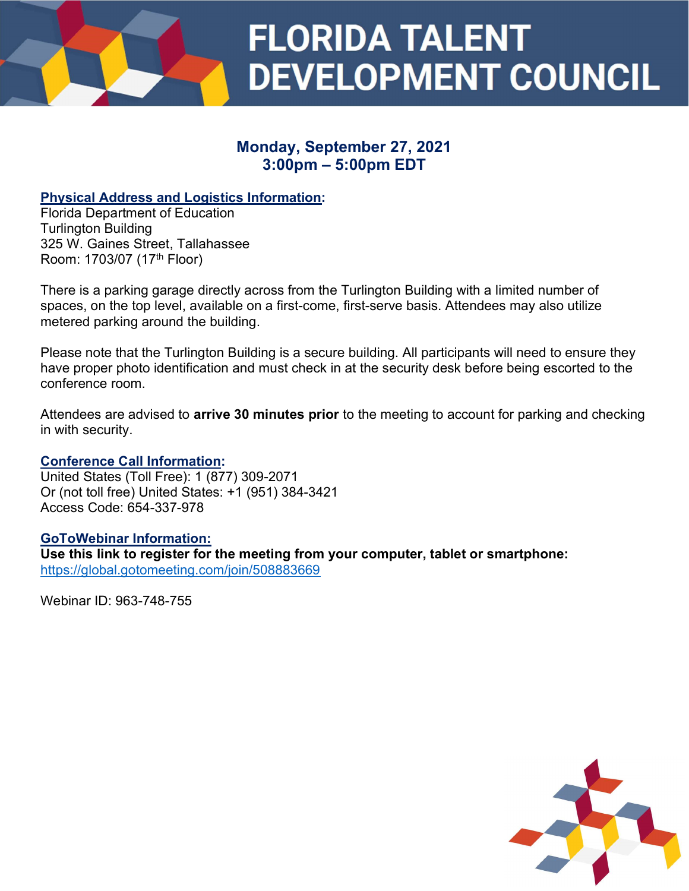# FLORIDA TALENT DEVELOPMENT COUNCIL

**Monday, September 27, 2021**
**3:00pm – 5:00pm EDT**

**Physical Address and Logistics Information:**
Florida Department of Education
Turlington Building
325 W. Gaines Street, Tallahassee
Room: 1703/07 (17th Floor)

There is a parking garage directly across from the Turlington Building with a limited number of spaces, on the top level, available on a first-come, first-serve basis. Attendees may also utilize metered parking around the building.

Please note that the Turlington Building is a secure building. All participants will need to ensure they have proper photo identification and must check in at the security desk before being escorted to the conference room.

Attendees are advised to **arrive 30 minutes prior** to the meeting to account for parking and checking in with security.

**Conference Call Information:**
United States (Toll Free): 1 (877) 309-2071
Or (not toll free) United States: +1 (951) 384-3421
Access Code: 654-337-978

**GoToWebinar Information:**
**Use this link to register for the meeting from your computer, tablet or smartphone:**
https://global.gotomeeting.com/join/508883669

Webinar ID: 963-748-755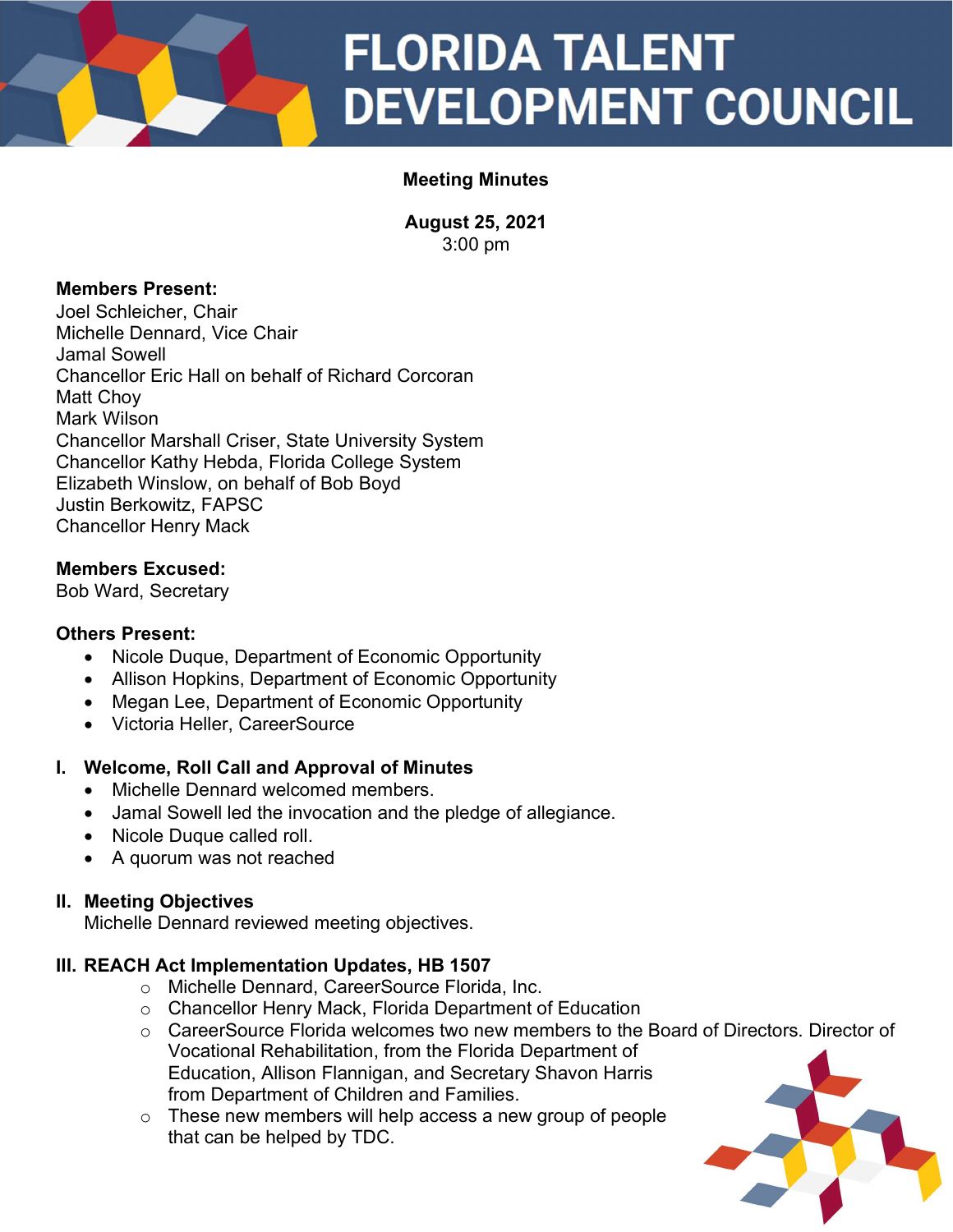# FLORIDA TALENT DEVELOPMENT COUNCIL

**Meeting Minutes**

**August 25, 2021**
3:00 pm

**Members Present:**
Joel Schleicher, Chair
Michelle Dennard, Vice Chair
Jamal Sowell
Chancellor Eric Hall on behalf of Richard Corcoran
Matt Choy
Mark Wilson
Chancellor Marshall Criser, State University System
Chancellor Kathy Hebda, Florida College System
Elizabeth Winslow, on behalf of Bob Boyd
Justin Berkowitz, FAPSC
Chancellor Henry Mack

**Members Excused:**
Bob Ward, Secretary

**Others Present:**

- Nicole Duque, Department of Economic Opportunity
- Allison Hopkins, Department of Economic Opportunity
- Megan Lee, Department of Economic Opportunity
- Victoria Heller, CareerSource

## I. Welcome, Roll Call and Approval of Minutes

- Michelle Dennard welcomed members.
- Jamal Sowell led the invocation and the pledge of allegiance.
- Nicole Duque called roll.
- A quorum was not reached

## II. Meeting Objectives

Michelle Dennard reviewed meeting objectives.

## III. REACH Act Implementation Updates, HB 1507

- Michelle Dennard, CareerSource Florida, Inc.
- Chancellor Henry Mack, Florida Department of Education
- CareerSource Florida welcomes two new members to the Board of Directors. Director of Vocational Rehabilitation, from the Florida Department of Education, Allison Flannigan, and Secretary Shavon Harris from Department of Children and Families.
- These new members will help access a new group of people that can be helped by TDC.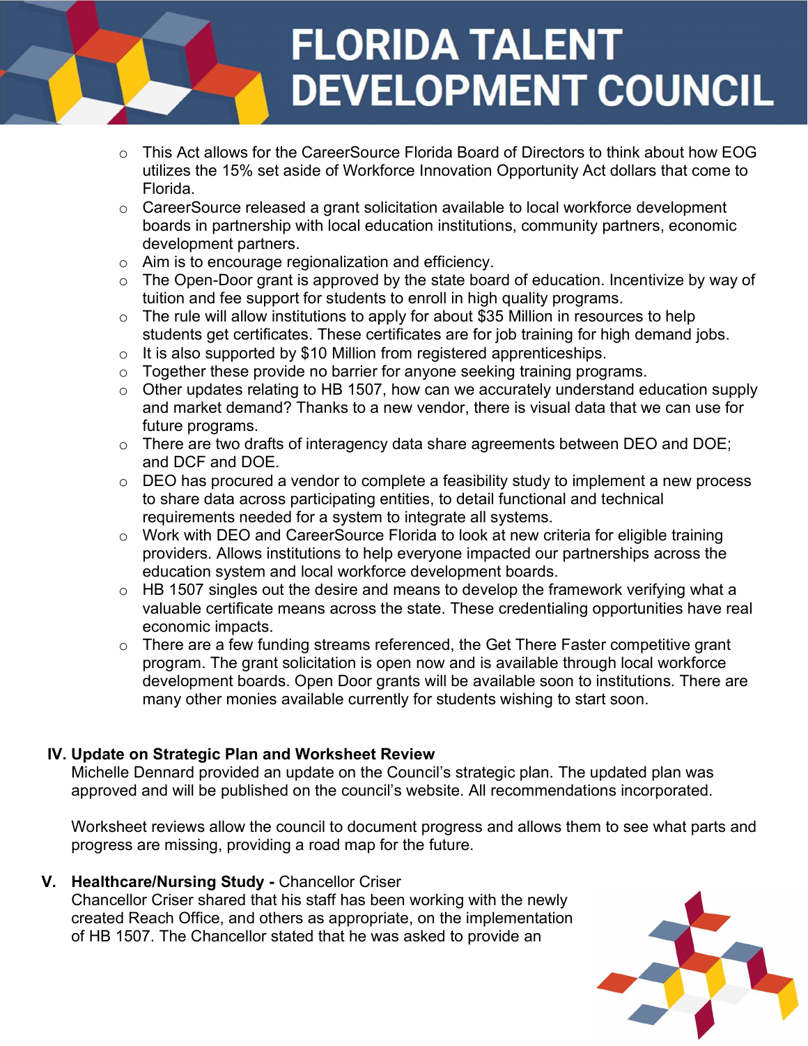- This Act allows for the CareerSource Florida Board of Directors to think about how EOG utilizes the 15% set aside of Workforce Innovation Opportunity Act dollars that come to Florida.
- CareerSource released a grant solicitation available to local workforce development boards in partnership with local education institutions, community partners, economic development partners.
- Aim is to encourage regionalization and efficiency.
- The Open-Door grant is approved by the state board of education. Incentivize by way of tuition and fee support for students to enroll in high quality programs.
- The rule will allow institutions to apply for about $35 Million in resources to help students get certificates. These certificates are for job training for high demand jobs.
- It is also supported by $10 Million from registered apprenticeships.
- Together these provide no barrier for anyone seeking training programs.
- Other updates relating to HB 1507, how can we accurately understand education supply and market demand? Thanks to a new vendor, there is visual data that we can use for future programs.
- There are two drafts of interagency data share agreements between DEO and DOE; and DCF and DOE.
- DEO has procured a vendor to complete a feasibility study to implement a new process to share data across participating entities, to detail functional and technical requirements needed for a system to integrate all systems.
- Work with DEO and CareerSource Florida to look at new criteria for eligible training providers. Allows institutions to help everyone impacted our partnerships across the education system and local workforce development boards.
- HB 1507 singles out the desire and means to develop the framework verifying what a valuable certificate means across the state. These credentialing opportunities have real economic impacts.
- There are a few funding streams referenced, the Get There Faster competitive grant program. The grant solicitation is open now and is available through local workforce development boards. Open Door grants will be available soon to institutions. There are many other monies available currently for students wishing to start soon.

**IV. Update on Strategic Plan and Worksheet Review**

Michelle Dennard provided an update on the Council's strategic plan. The updated plan was approved and will be published on the council's website. All recommendations incorporated.

Worksheet reviews allow the council to document progress and allows them to see what parts and progress are missing, providing a road map for the future.

**V. Healthcare/Nursing Study -** Chancellor Criser

Chancellor Criser shared that his staff has been working with the newly created Reach Office, and others as appropriate, on the implementation of HB 1507. The Chancellor stated that he was asked to provide an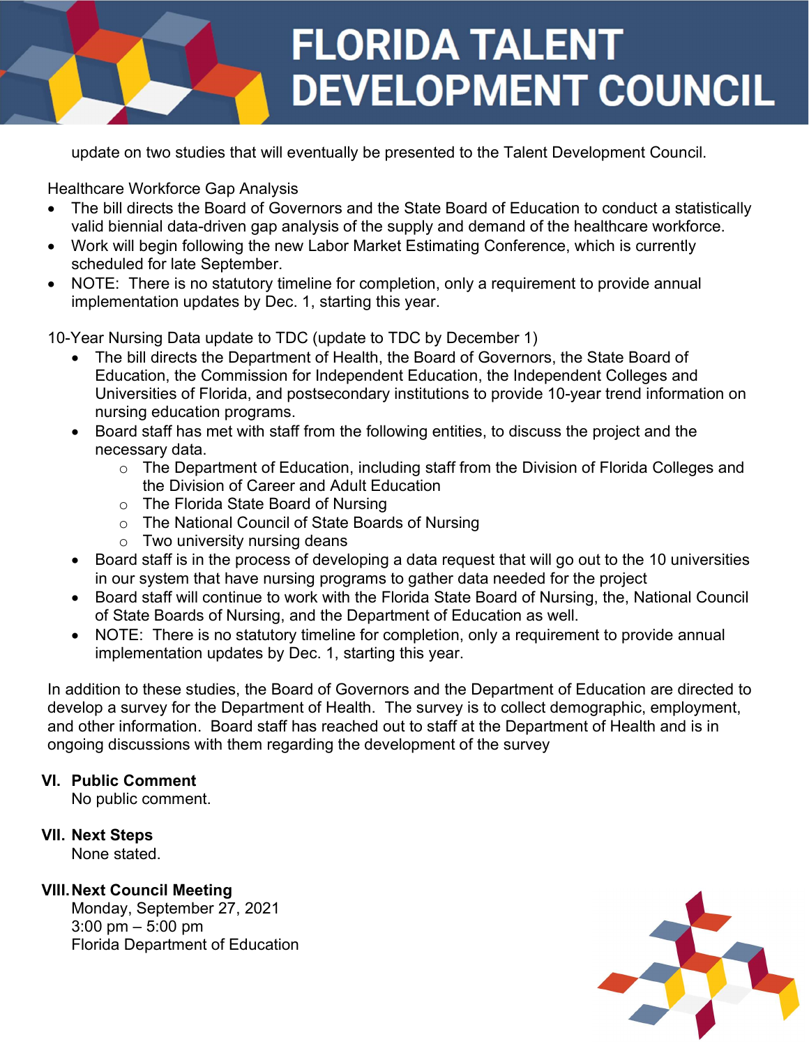update on two studies that will eventually be presented to the Talent Development Council.

Healthcare Workforce Gap Analysis

- The bill directs the Board of Governors and the State Board of Education to conduct a statistically valid biennial data-driven gap analysis of the supply and demand of the healthcare workforce.
- Work will begin following the new Labor Market Estimating Conference, which is currently scheduled for late September.
- NOTE: There is no statutory timeline for completion, only a requirement to provide annual implementation updates by Dec. 1, starting this year.

10-Year Nursing Data update to TDC (update to TDC by December 1)

- The bill directs the Department of Health, the Board of Governors, the State Board of Education, the Commission for Independent Education, the Independent Colleges and Universities of Florida, and postsecondary institutions to provide 10-year trend information on nursing education programs.
- Board staff has met with staff from the following entities, to discuss the project and the necessary data.
  - The Department of Education, including staff from the Division of Florida Colleges and the Division of Career and Adult Education
  - The Florida State Board of Nursing
  - The National Council of State Boards of Nursing
  - Two university nursing deans
- Board staff is in the process of developing a data request that will go out to the 10 universities in our system that have nursing programs to gather data needed for the project
- Board staff will continue to work with the Florida State Board of Nursing, the, National Council of State Boards of Nursing, and the Department of Education as well.
- NOTE: There is no statutory timeline for completion, only a requirement to provide annual implementation updates by Dec. 1, starting this year.

In addition to these studies, the Board of Governors and the Department of Education are directed to develop a survey for the Department of Health. The survey is to collect demographic, employment, and other information. Board staff has reached out to staff at the Department of Health and is in ongoing discussions with them regarding the development of the survey

## VI. Public Comment

No public comment.

## VII. Next Steps

None stated.

## VIII. Next Council Meeting

Monday, September 27, 2021
3:00 pm – 5:00 pm
Florida Department of Education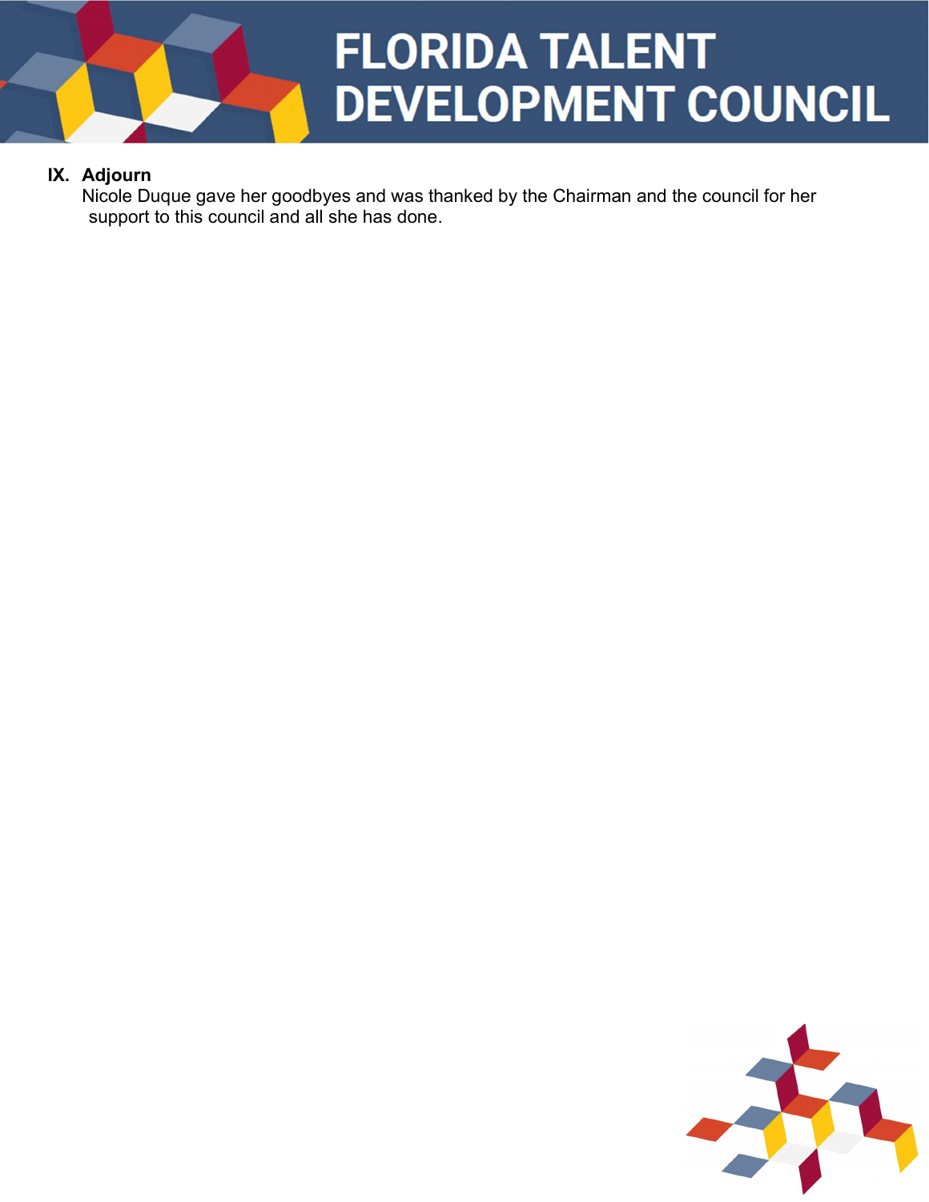**IX. Adjourn**

Nicole Duque gave her goodbyes and was thanked by the Chairman and the council for her support to this council and all she has done.